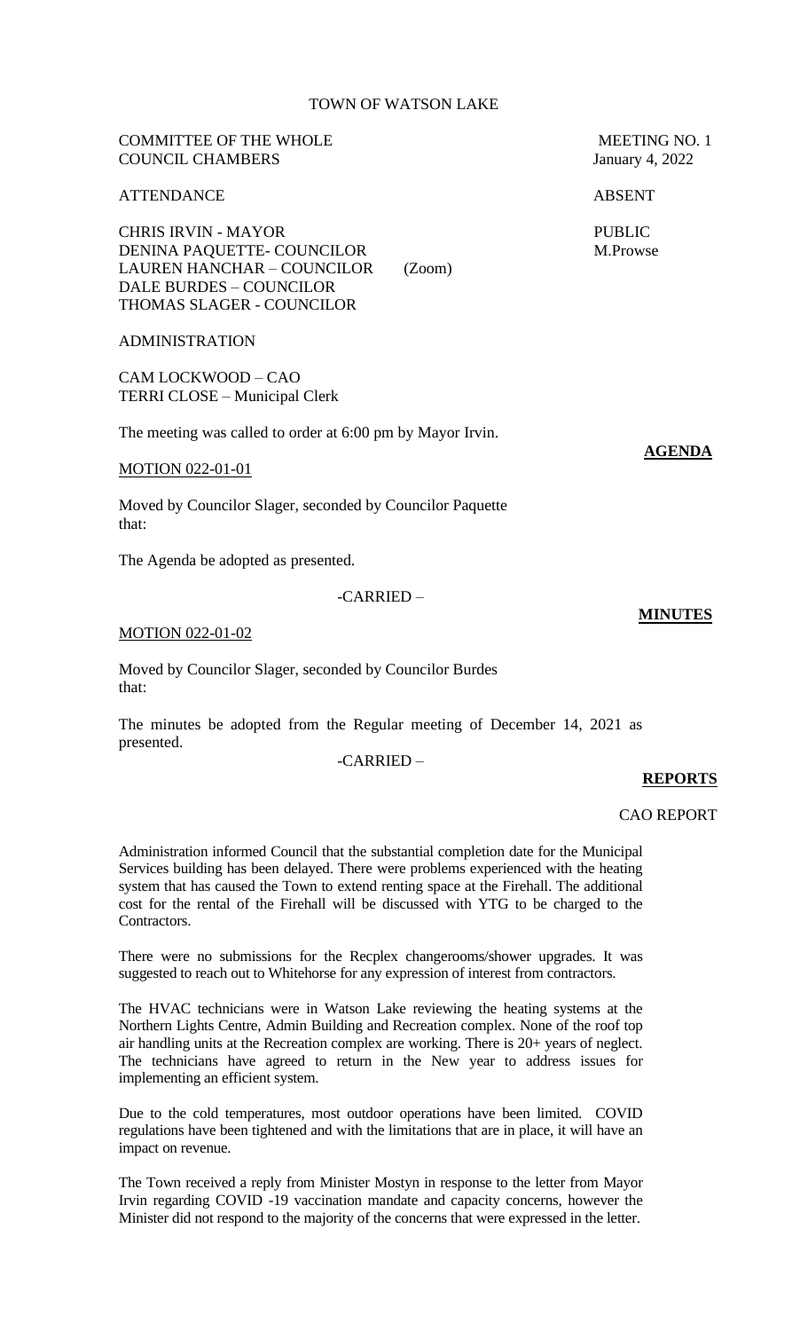# TOWN OF WATSON LAKE

COMMITTEE OF THE WHOLE — MEETING NO. 1
COUNCIL CHAMBERS — January 4, 2022

| ATTENDANCE | | ABSENT |
|---|---|---|
| CHRIS IRVIN - MAYOR | | PUBLIC |
| DENINA PAQUETTE- COUNCILOR | | M.Prowse |
| LAUREN HANCHAR – COUNCILOR | (Zoom) | |
| DALE BURDES – COUNCILOR | | |
| THOMAS SLAGER - COUNCILOR | | |

ADMINISTRATION

CAM LOCKWOOD – CAO
TERRI CLOSE – Municipal Clerk

The meeting was called to order at 6:00 pm by Mayor Irvin.

**AGENDA**

MOTION 022-01-01

Moved by Councilor Slager, seconded by Councilor Paquette that:

The Agenda be adopted as presented.

-CARRIED –

**MINUTES**

MOTION 022-01-02

Moved by Councilor Slager, seconded by Councilor Burdes that:

The minutes be adopted from the Regular meeting of December 14, 2021 as presented.

-CARRIED –

**REPORTS**

CAO REPORT

Administration informed Council that the substantial completion date for the Municipal Services building has been delayed. There were problems experienced with the heating system that has caused the Town to extend renting space at the Firehall. The additional cost for the rental of the Firehall will be discussed with YTG to be charged to the Contractors.

There were no submissions for the Recplex changerooms/shower upgrades. It was suggested to reach out to Whitehorse for any expression of interest from contractors.

The HVAC technicians were in Watson Lake reviewing the heating systems at the Northern Lights Centre, Admin Building and Recreation complex. None of the roof top air handling units at the Recreation complex are working. There is 20+ years of neglect. The technicians have agreed to return in the New year to address issues for implementing an efficient system.

Due to the cold temperatures, most outdoor operations have been limited. COVID regulations have been tightened and with the limitations that are in place, it will have an impact on revenue.

The Town received a reply from Minister Mostyn in response to the letter from Mayor Irvin regarding COVID -19 vaccination mandate and capacity concerns, however the Minister did not respond to the majority of the concerns that were expressed in the letter.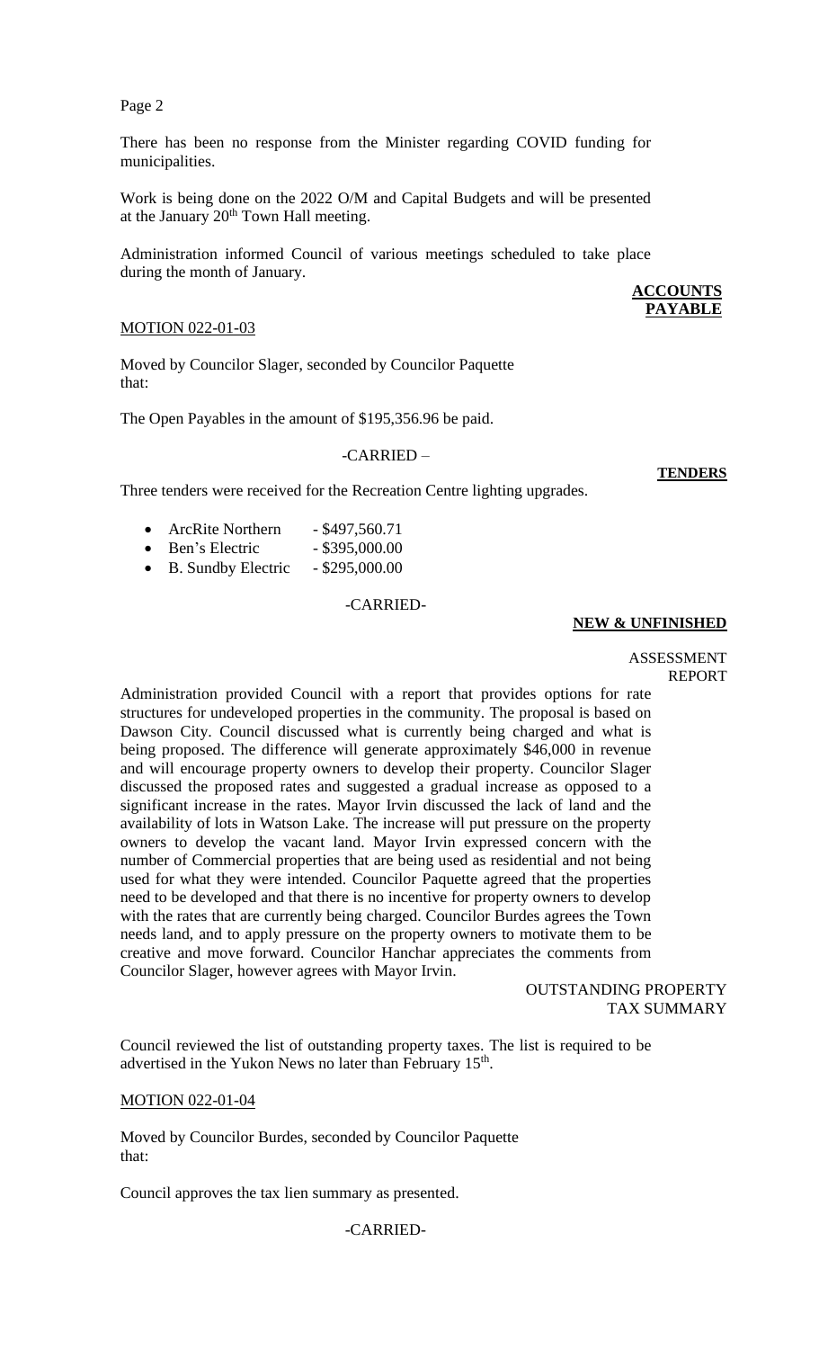There has been no response from the Minister regarding COVID funding for municipalities.

Work is being done on the 2022 O/M and Capital Budgets and will be presented at the January 20th Town Hall meeting.

Administration informed Council of various meetings scheduled to take place during the month of January.

**ACCOUNTS PAYABLE**

MOTION 022-01-03

Moved by Councilor Slager, seconded by Councilor Paquette that:

The Open Payables in the amount of $195,356.96 be paid.

-CARRIED –

**TENDERS**

Three tenders were received for the Recreation Centre lighting upgrades.

- ArcRite Northern - $497,560.71
- Ben's Electric - $395,000.00
- B. Sundby Electric - $295,000.00

-CARRIED-

**NEW & UNFINISHED**

ASSESSMENT REPORT

Administration provided Council with a report that provides options for rate structures for undeveloped properties in the community. The proposal is based on Dawson City. Council discussed what is currently being charged and what is being proposed. The difference will generate approximately $46,000 in revenue and will encourage property owners to develop their property. Councilor Slager discussed the proposed rates and suggested a gradual increase as opposed to a significant increase in the rates. Mayor Irvin discussed the lack of land and the availability of lots in Watson Lake. The increase will put pressure on the property owners to develop the vacant land. Mayor Irvin expressed concern with the number of Commercial properties that are being used as residential and not being used for what they were intended. Councilor Paquette agreed that the properties need to be developed and that there is no incentive for property owners to develop with the rates that are currently being charged. Councilor Burdes agrees the Town needs land, and to apply pressure on the property owners to motivate them to be creative and move forward. Councilor Hanchar appreciates the comments from Councilor Slager, however agrees with Mayor Irvin.

OUTSTANDING PROPERTY TAX SUMMARY

Council reviewed the list of outstanding property taxes. The list is required to be advertised in the Yukon News no later than February 15th.

MOTION 022-01-04

Moved by Councilor Burdes, seconded by Councilor Paquette that:

Council approves the tax lien summary as presented.

-CARRIED-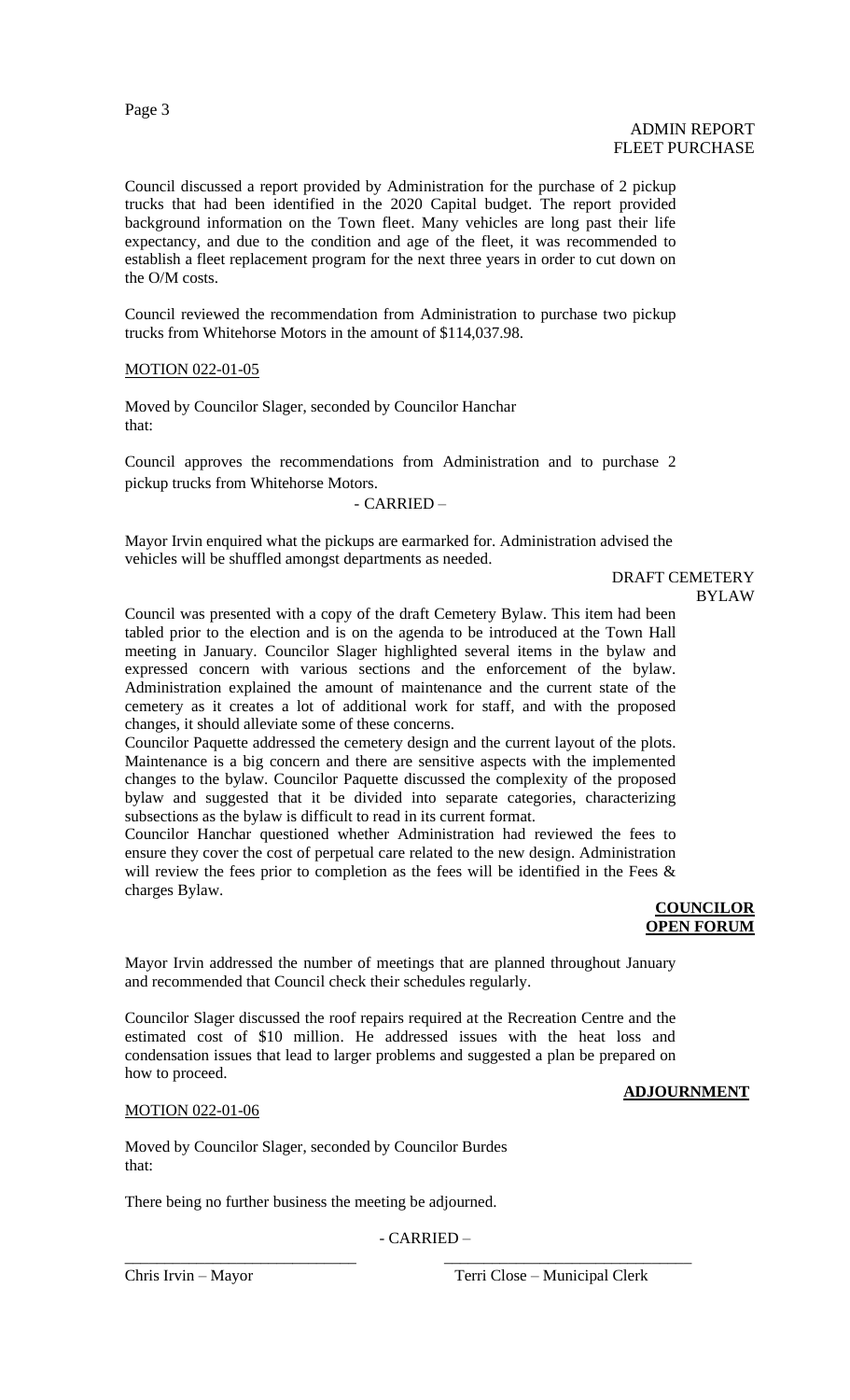## ADMIN REPORT FLEET PURCHASE

Council discussed a report provided by Administration for the purchase of 2 pickup trucks that had been identified in the 2020 Capital budget. The report provided background information on the Town fleet. Many vehicles are long past their life expectancy, and due to the condition and age of the fleet, it was recommended to establish a fleet replacement program for the next three years in order to cut down on the O/M costs.

Council reviewed the recommendation from Administration to purchase two pickup trucks from Whitehorse Motors in the amount of $114,037.98.

MOTION 022-01-05

Moved by Councilor Slager, seconded by Councilor Hanchar that:

Council approves the recommendations from Administration and to purchase 2 pickup trucks from Whitehorse Motors.

- CARRIED –

Mayor Irvin enquired what the pickups are earmarked for. Administration advised the vehicles will be shuffled amongst departments as needed.

## DRAFT CEMETERY BYLAW

Council was presented with a copy of the draft Cemetery Bylaw. This item had been tabled prior to the election and is on the agenda to be introduced at the Town Hall meeting in January. Councilor Slager highlighted several items in the bylaw and expressed concern with various sections and the enforcement of the bylaw. Administration explained the amount of maintenance and the current state of the cemetery as it creates a lot of additional work for staff, and with the proposed changes, it should alleviate some of these concerns.

Councilor Paquette addressed the cemetery design and the current layout of the plots. Maintenance is a big concern and there are sensitive aspects with the implemented changes to the bylaw. Councilor Paquette discussed the complexity of the proposed bylaw and suggested that it be divided into separate categories, characterizing subsections as the bylaw is difficult to read in its current format.

Councilor Hanchar questioned whether Administration had reviewed the fees to ensure they cover the cost of perpetual care related to the new design. Administration will review the fees prior to completion as the fees will be identified in the Fees & charges Bylaw.

## COUNCILOR OPEN FORUM

Mayor Irvin addressed the number of meetings that are planned throughout January and recommended that Council check their schedules regularly.

Councilor Slager discussed the roof repairs required at the Recreation Centre and the estimated cost of $10 million. He addressed issues with the heat loss and condensation issues that lead to larger problems and suggested a plan be prepared on how to proceed.

## ADJOURNMENT

MOTION 022-01-06

Moved by Councilor Slager, seconded by Councilor Burdes that:

There being no further business the meeting be adjourned.

- CARRIED –

\_\_\_\_\_\_\_\_\_\_\_\_\_\_\_\_\_\_\_\_\_\_\_\_\_\_\_\_\_\_ \_\_\_\_\_\_\_\_\_\_\_\_\_\_\_\_\_\_\_\_\_\_\_\_\_\_\_\_\_\_

Chris Irvin – Mayor Terri Close – Municipal Clerk